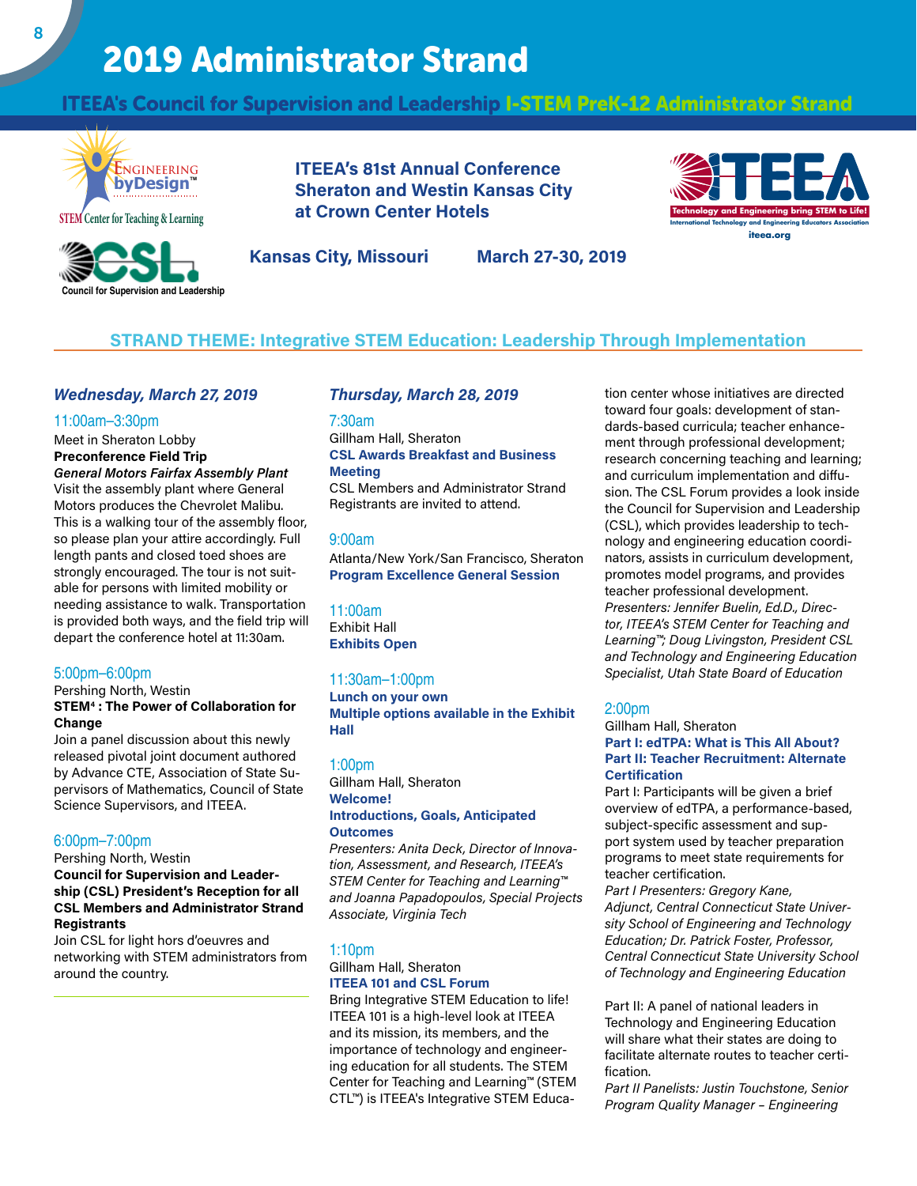# 2019 Administrator Strand

## ITEEA's Council for Supervision and Leadership I-STEM PreK-12 Administrator Strand

Engineering byDesign™
STEM Center for Teaching & Learning

CSL. Council for Supervision and Leadership

**ITEEA's 81st Annual Conference**
**Sheraton and Westin Kansas City at Crown Center Hotels**

**Kansas City, Missouri March 27-30, 2019**

ITEEA — Technology and Engineering bring STEM to Life! International Technology and Engineering Educators Association — iteea.org

### STRAND THEME: Integrative STEM Education: Leadership Through Implementation

### *Wednesday, March 27, 2019*

11:00am–3:30pm
Meet in Sheraton Lobby
**Preconference Field Trip**
***General Motors Fairfax Assembly Plant***
Visit the assembly plant where General Motors produces the Chevrolet Malibu. This is a walking tour of the assembly floor, so please plan your attire accordingly. Full length pants and closed toed shoes are strongly encouraged. The tour is not suitable for persons with limited mobility or needing assistance to walk. Transportation is provided both ways, and the field trip will depart the conference hotel at 11:30am.

5:00pm–6:00pm
Pershing North, Westin
**STEM⁴ : The Power of Collaboration for Change**
Join a panel discussion about this newly released pivotal joint document authored by Advance CTE, Association of State Supervisors of Mathematics, Council of State Science Supervisors, and ITEEA.

6:00pm–7:00pm
Pershing North, Westin
**Council for Supervision and Leadership (CSL) President's Reception for all CSL Members and Administrator Strand Registrants**
Join CSL for light hors d'oeuvres and networking with STEM administrators from around the country.

### *Thursday, March 28, 2019*

7:30am
Gillham Hall, Sheraton
**CSL Awards Breakfast and Business Meeting**
CSL Members and Administrator Strand Registrants are invited to attend.

9:00am
Atlanta/New York/San Francisco, Sheraton
**Program Excellence General Session**

11:00am
Exhibit Hall
**Exhibits Open**

11:30am–1:00pm
**Lunch on your own**
**Multiple options available in the Exhibit Hall**

1:00pm
Gillham Hall, Sheraton
**Welcome!**
**Introductions, Goals, Anticipated Outcomes**
*Presenters: Anita Deck, Director of Innovation, Assessment, and Research, ITEEA's STEM Center for Teaching and Learning™ and Joanna Papadopoulos, Special Projects Associate, Virginia Tech*

1:10pm
Gillham Hall, Sheraton
**ITEEA 101 and CSL Forum**
Bring Integrative STEM Education to life! ITEEA 101 is a high-level look at ITEEA and its mission, its members, and the importance of technology and engineering education for all students. The STEM Center for Teaching and Learning™ (STEM CTL™) is ITEEA's Integrative STEM Education center whose initiatives are directed toward four goals: development of standards-based curricula; teacher enhancement through professional development; research concerning teaching and learning; and curriculum implementation and diffusion. The CSL Forum provides a look inside the Council for Supervision and Leadership (CSL), which provides leadership to technology and engineering education coordinators, assists in curriculum development, promotes model programs, and provides teacher professional development.
*Presenters: Jennifer Buelin, Ed.D., Director, ITEEA's STEM Center for Teaching and Learning™; Doug Livingston, President CSL and Technology and Engineering Education Specialist, Utah State Board of Education*

2:00pm
Gillham Hall, Sheraton
**Part I: edTPA: What is This All About?**
**Part II: Teacher Recruitment: Alternate Certification**
Part I: Participants will be given a brief overview of edTPA, a performance-based, subject-specific assessment and support system used by teacher preparation programs to meet state requirements for teacher certification.
*Part I Presenters: Gregory Kane, Adjunct, Central Connecticut State University School of Engineering and Technology Education; Dr. Patrick Foster, Professor, Central Connecticut State University School of Technology and Engineering Education*

Part II: A panel of national leaders in Technology and Engineering Education will share what their states are doing to facilitate alternate routes to teacher certification.
*Part II Panelists: Justin Touchstone, Senior Program Quality Manager – Engineering*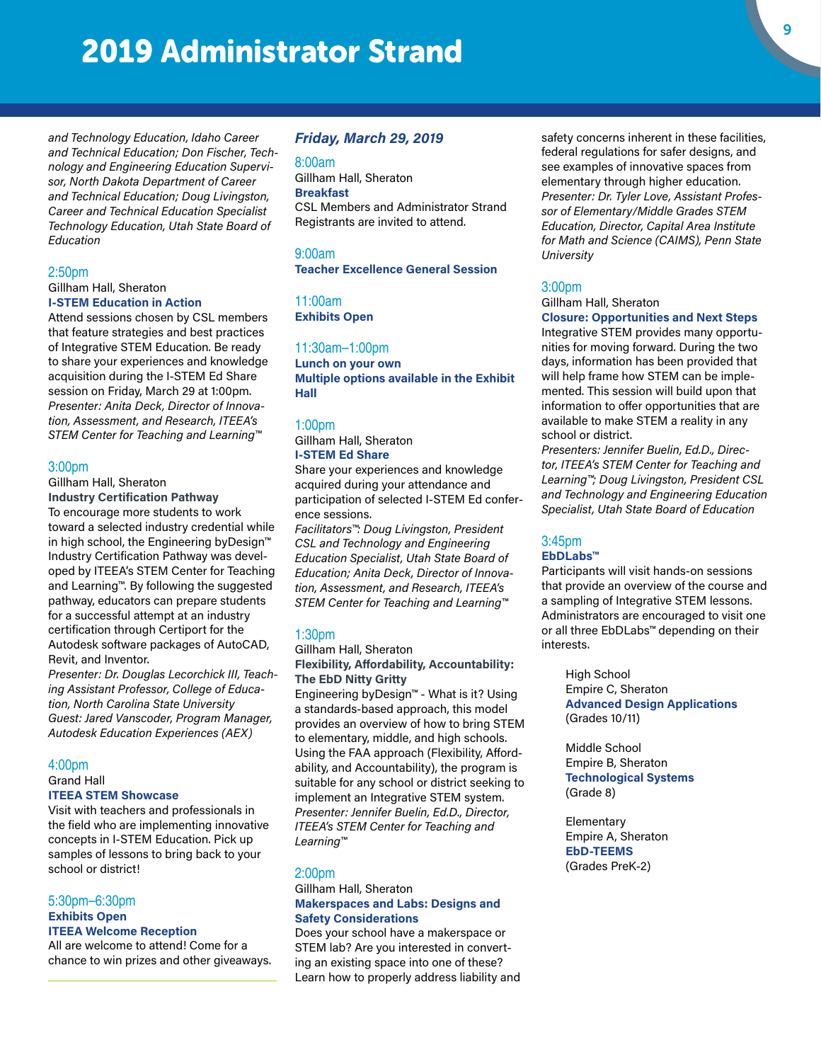# 2019 Administrator Strand

*and Technology Education, Idaho Career and Technical Education; Don Fischer, Technology and Engineering Education Supervisor, North Dakota Department of Career and Technical Education; Doug Livingston, Career and Technical Education Specialist Technology Education, Utah State Board of Education*

2:50pm
Gillham Hall, Sheraton
**I-STEM Education in Action**
Attend sessions chosen by CSL members that feature strategies and best practices of Integrative STEM Education. Be ready to share your experiences and knowledge acquisition during the I-STEM Ed Share session on Friday, March 29 at 1:00pm.
*Presenter: Anita Deck, Director of Innovation, Assessment, and Research, ITEEA's STEM Center for Teaching and Learning™*

3:00pm
Gillham Hall, Sheraton
**Industry Certification Pathway**
To encourage more students to work toward a selected industry credential while in high school, the Engineering byDesign™ Industry Certification Pathway was developed by ITEEA's STEM Center for Teaching and Learning™. By following the suggested pathway, educators can prepare students for a successful attempt at an industry certification through Certiport for the Autodesk software packages of AutoCAD, Revit, and Inventor.
*Presenter: Dr. Douglas Lecorchick III, Teaching Assistant Professor, College of Education, North Carolina State University*
*Guest: Jared Vanscoder, Program Manager, Autodesk Education Experiences (AEX)*

4:00pm
Grand Hall
**ITEEA STEM Showcase**
Visit with teachers and professionals in the field who are implementing innovative concepts in I-STEM Education. Pick up samples of lessons to bring back to your school or district!

5:30pm–6:30pm
**Exhibits Open**
**ITEEA Welcome Reception**
All are welcome to attend! Come for a chance to win prizes and other giveaways.

## *Friday, March 29, 2019*

8:00am
Gillham Hall, Sheraton
**Breakfast**
CSL Members and Administrator Strand Registrants are invited to attend.

9:00am
**Teacher Excellence General Session**

11:00am
**Exhibits Open**

11:30am–1:00pm
**Lunch on your own**
**Multiple options available in the Exhibit Hall**

1:00pm
Gillham Hall, Sheraton
**I-STEM Ed Share**
Share your experiences and knowledge acquired during your attendance and participation of selected I-STEM Ed conference sessions.
*Facilitators™: Doug Livingston, President CSL and Technology and Engineering Education Specialist, Utah State Board of Education; Anita Deck, Director of Innovation, Assessment, and Research, ITEEA's STEM Center for Teaching and Learning™*

1:30pm
Gillham Hall, Sheraton
**Flexibility, Affordability, Accountability: The EbD Nitty Gritty**
Engineering byDesign™ - What is it? Using a standards-based approach, this model provides an overview of how to bring STEM to elementary, middle, and high schools. Using the FAA approach (Flexibility, Affordability, and Accountability), the program is suitable for any school or district seeking to implement an Integrative STEM system.
*Presenter: Jennifer Buelin, Ed.D., Director, ITEEA's STEM Center for Teaching and Learning™*

2:00pm
Gillham Hall, Sheraton
**Makerspaces and Labs: Designs and Safety Considerations**
Does your school have a makerspace or STEM lab? Are you interested in converting an existing space into one of these? Learn how to properly address liability and safety concerns inherent in these facilities, federal regulations for safer designs, and see examples of innovative spaces from elementary through higher education.
*Presenter: Dr. Tyler Love, Assistant Professor of Elementary/Middle Grades STEM Education, Director, Capital Area Institute for Math and Science (CAIMS), Penn State University*

3:00pm
Gillham Hall, Sheraton
**Closure: Opportunities and Next Steps**
Integrative STEM provides many opportunities for moving forward. During the two days, information has been provided that will help frame how STEM can be implemented. This session will build upon that information to offer opportunities that are available to make STEM a reality in any school or district.
*Presenters: Jennifer Buelin, Ed.D., Director, ITEEA's STEM Center for Teaching and Learning™; Doug Livingston, President CSL and Technology and Engineering Education Specialist, Utah State Board of Education*

3:45pm
**EbDLabs™**
Participants will visit hands-on sessions that provide an overview of the course and a sampling of Integrative STEM lessons. Administrators are encouraged to visit one or all three EbDLabs™ depending on their interests.

High School
Empire C, Sheraton
**Advanced Design Applications**
(Grades 10/11)

Middle School
Empire B, Sheraton
**Technological Systems**
(Grade 8)

Elementary
Empire A, Sheraton
**EbD-TEEMS**
(Grades PreK-2)